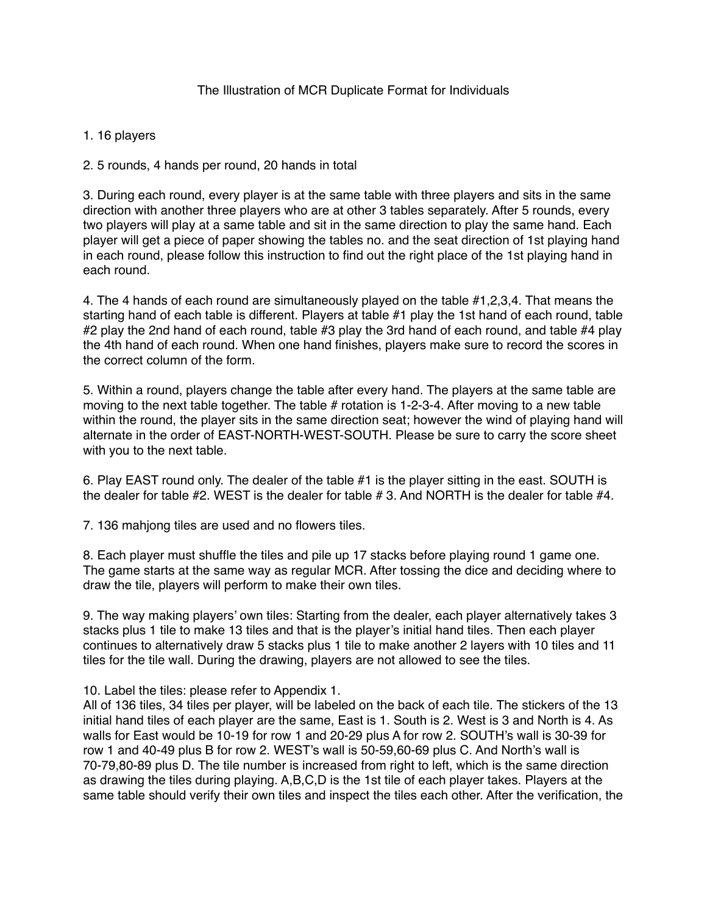# The Illustration of MCR Duplicate Format for Individuals

1. 16 players

2. 5 rounds, 4 hands per round, 20 hands in total

3. During each round, every player is at the same table with three players and sits in the same direction with another three players who are at other 3 tables separately. After 5 rounds, every two players will play at a same table and sit in the same direction to play the same hand. Each player will get a piece of paper showing the tables no. and the seat direction of 1st playing hand in each round, please follow this instruction to find out the right place of the 1st playing hand in each round.

4. The 4 hands of each round are simultaneously played on the table #1,2,3,4. That means the starting hand of each table is different. Players at table #1 play the 1st hand of each round, table #2 play the 2nd hand of each round, table #3 play the 3rd hand of each round, and table #4 play the 4th hand of each round. When one hand finishes, players make sure to record the scores in the correct column of the form.

5. Within a round, players change the table after every hand. The players at the same table are moving to the next table together. The table # rotation is 1-2-3-4. After moving to a new table within the round, the player sits in the same direction seat; however the wind of playing hand will alternate in the order of EAST-NORTH-WEST-SOUTH. Please be sure to carry the score sheet with you to the next table.

6. Play EAST round only. The dealer of the table #1 is the player sitting in the east. SOUTH is the dealer for table #2. WEST is the dealer for table # 3. And NORTH is the dealer for table #4.

7. 136 mahjong tiles are used and no flowers tiles.

8. Each player must shuffle the tiles and pile up 17 stacks before playing round 1 game one. The game starts at the same way as regular MCR. After tossing the dice and deciding where to draw the tile, players will perform to make their own tiles.

9. The way making players' own tiles: Starting from the dealer, each player alternatively takes 3 stacks plus 1 tile to make 13 tiles and that is the player's initial hand tiles. Then each player continues to alternatively draw 5 stacks plus 1 tile to make another 2 layers with 10 tiles and 11 tiles for the tile wall. During the drawing, players are not allowed to see the tiles.

10. Label the tiles: please refer to Appendix 1.
All of 136 tiles, 34 tiles per player, will be labeled on the back of each tile. The stickers of the 13 initial hand tiles of each player are the same, East is 1. South is 2. West is 3 and North is 4. As walls for East would be 10-19 for row 1 and 20-29 plus A for row 2. SOUTH's wall is 30-39 for row 1 and 40-49 plus B for row 2. WEST's wall is 50-59,60-69 plus C. And North's wall is 70-79,80-89 plus D. The tile number is increased from right to left, which is the same direction as drawing the tiles during playing. A,B,C,D is the 1st tile of each player takes. Players at the same table should verify their own tiles and inspect the tiles each other. After the verification, the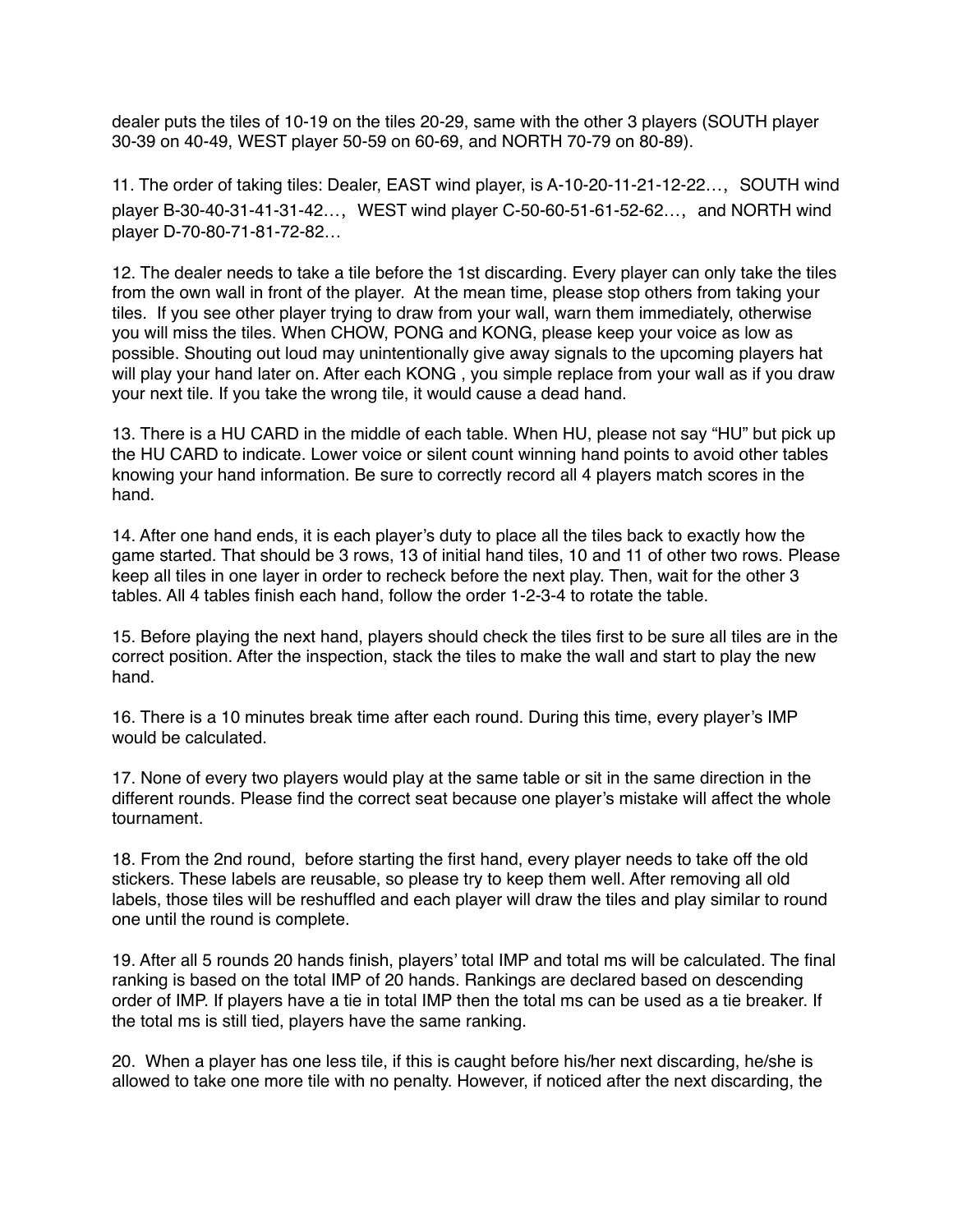dealer puts the tiles of 10-19 on the tiles 20-29, same with the other 3 players (SOUTH player 30-39 on 40-49, WEST player 50-59 on 60-69, and NORTH 70-79 on 80-89).

11. The order of taking tiles: Dealer, EAST wind player, is A-10-20-11-21-12-22…, SOUTH wind player B-30-40-31-41-31-42…, WEST wind player C-50-60-51-61-52-62…, and NORTH wind player D-70-80-71-81-72-82…

12. The dealer needs to take a tile before the 1st discarding. Every player can only take the tiles from the own wall in front of the player. At the mean time, please stop others from taking your tiles. If you see other player trying to draw from your wall, warn them immediately, otherwise you will miss the tiles. When CHOW, PONG and KONG, please keep your voice as low as possible. Shouting out loud may unintentionally give away signals to the upcoming players hat will play your hand later on. After each KONG , you simple replace from your wall as if you draw your next tile. If you take the wrong tile, it would cause a dead hand.

13. There is a HU CARD in the middle of each table. When HU, please not say "HU" but pick up the HU CARD to indicate. Lower voice or silent count winning hand points to avoid other tables knowing your hand information. Be sure to correctly record all 4 players match scores in the hand.

14. After one hand ends, it is each player's duty to place all the tiles back to exactly how the game started. That should be 3 rows, 13 of initial hand tiles, 10 and 11 of other two rows. Please keep all tiles in one layer in order to recheck before the next play. Then, wait for the other 3 tables. All 4 tables finish each hand, follow the order 1-2-3-4 to rotate the table.

15. Before playing the next hand, players should check the tiles first to be sure all tiles are in the correct position. After the inspection, stack the tiles to make the wall and start to play the new hand.

16. There is a 10 minutes break time after each round. During this time, every player's IMP would be calculated.

17. None of every two players would play at the same table or sit in the same direction in the different rounds. Please find the correct seat because one player's mistake will affect the whole tournament.

18. From the 2nd round, before starting the first hand, every player needs to take off the old stickers. These labels are reusable, so please try to keep them well. After removing all old labels, those tiles will be reshuffled and each player will draw the tiles and play similar to round one until the round is complete.

19. After all 5 rounds 20 hands finish, players' total IMP and total ms will be calculated. The final ranking is based on the total IMP of 20 hands. Rankings are declared based on descending order of IMP. If players have a tie in total IMP then the total ms can be used as a tie breaker. If the total ms is still tied, players have the same ranking.

20. When a player has one less tile, if this is caught before his/her next discarding, he/she is allowed to take one more tile with no penalty. However, if noticed after the next discarding, the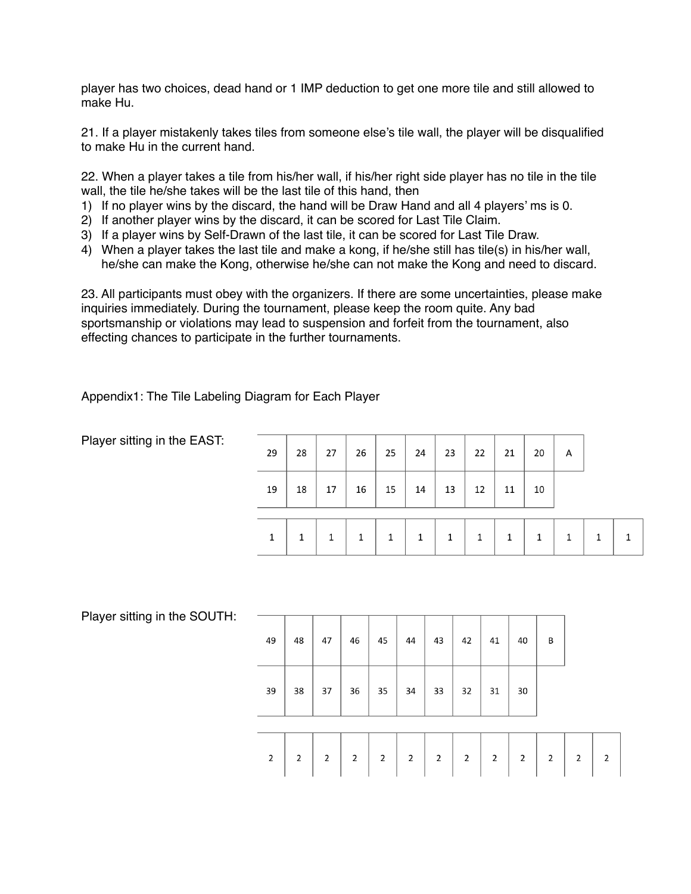player has two choices, dead hand or 1 IMP deduction to get one more tile and still allowed to make Hu.

21. If a player mistakenly takes tiles from someone else's tile wall, the player will be disqualified to make Hu in the current hand.

22. When a player takes a tile from his/her wall, if his/her right side player has no tile in the tile wall, the tile he/she takes will be the last tile of this hand, then

1) If no player wins by the discard, the hand will be Draw Hand and all 4 players' ms is 0.
2) If another player wins by the discard, it can be scored for Last Tile Claim.
3) If a player wins by Self-Drawn of the last tile, it can be scored for Last Tile Draw.
4) When a player takes the last tile and make a kong, if he/she still has tile(s) in his/her wall, he/she can make the Kong, otherwise he/she can not make the Kong and need to discard.

23. All participants must obey with the organizers. If there are some uncertainties, please make inquiries immediately. During the tournament, please keep the room quite. Any bad sportsmanship or violations may lead to suspension and forfeit from the tournament, also effecting chances to participate in the further tournaments.

Appendix1: The Tile Labeling Diagram for Each Player

Player sitting in the EAST:

| 29 | 28 | 27 | 26 | 25 | 24 | 23 | 22 | 21 | 20 | A | | |
|---|---|---|---|---|---|---|---|---|---|---|---|---|
| 19 | 18 | 17 | 16 | 15 | 14 | 13 | 12 | 11 | 10 | | | |

| 1 | 1 | 1 | 1 | 1 | 1 | 1 | 1 | 1 | 1 | 1 | 1 | 1 |
|---|---|---|---|---|---|---|---|---|---|---|---|---|

Player sitting in the SOUTH:

| 49 | 48 | 47 | 46 | 45 | 44 | 43 | 42 | 41 | 40 | B | | |
|---|---|---|---|---|---|---|---|---|---|---|---|---|
| 39 | 38 | 37 | 36 | 35 | 34 | 33 | 32 | 31 | 30 | | | |

| 2 | 2 | 2 | 2 | 2 | 2 | 2 | 2 | 2 | 2 | 2 | 2 | 2 |
|---|---|---|---|---|---|---|---|---|---|---|---|---|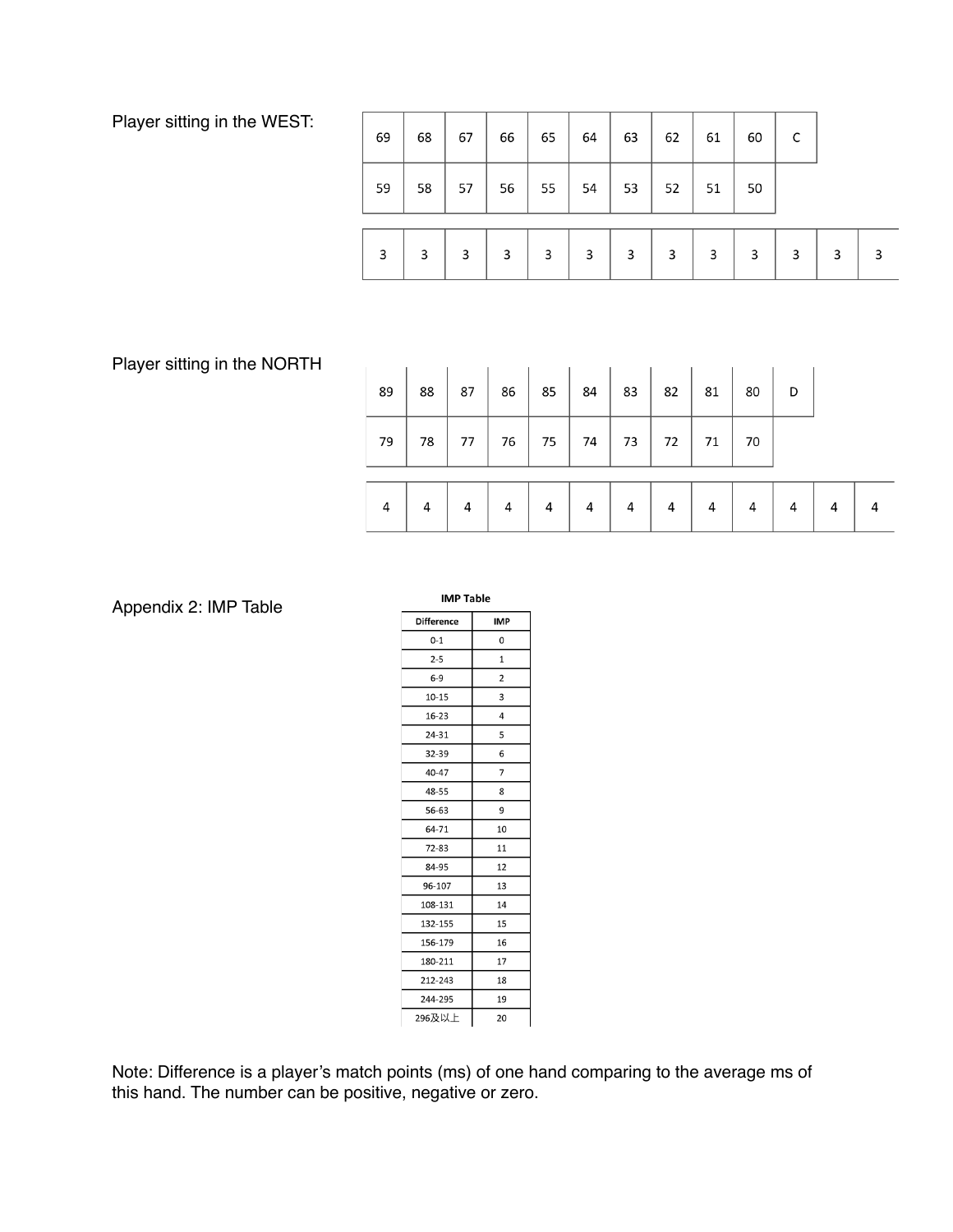Player sitting in the WEST:

| 69 | 68 | 67 | 66 | 65 | 64 | 63 | 62 | 61 | 60 | C |
|---|---|---|---|---|---|---|---|---|---|---|
| 59 | 58 | 57 | 56 | 55 | 54 | 53 | 52 | 51 | 50 | |

| 3 | 3 | 3 | 3 | 3 | 3 | 3 | 3 | 3 | 3 | 3 | 3 | 3 |
|---|---|---|---|---|---|---|---|---|---|---|---|---|

Player sitting in the NORTH

| 89 | 88 | 87 | 86 | 85 | 84 | 83 | 82 | 81 | 80 | D |
|---|---|---|---|---|---|---|---|---|---|---|
| 79 | 78 | 77 | 76 | 75 | 74 | 73 | 72 | 71 | 70 | |

| 4 | 4 | 4 | 4 | 4 | 4 | 4 | 4 | 4 | 4 | 4 | 4 | 4 |
|---|---|---|---|---|---|---|---|---|---|---|---|---|

Appendix 2: IMP Table

**IMP Table**

| Difference | IMP |
|---|---|
| 0-1 | 0 |
| 2-5 | 1 |
| 6-9 | 2 |
| 10-15 | 3 |
| 16-23 | 4 |
| 24-31 | 5 |
| 32-39 | 6 |
| 40-47 | 7 |
| 48-55 | 8 |
| 56-63 | 9 |
| 64-71 | 10 |
| 72-83 | 11 |
| 84-95 | 12 |
| 96-107 | 13 |
| 108-131 | 14 |
| 132-155 | 15 |
| 156-179 | 16 |
| 180-211 | 17 |
| 212-243 | 18 |
| 244-295 | 19 |
| 296及以上 | 20 |

Note: Difference is a player's match points (ms) of one hand comparing to the average ms of this hand. The number can be positive, negative or zero.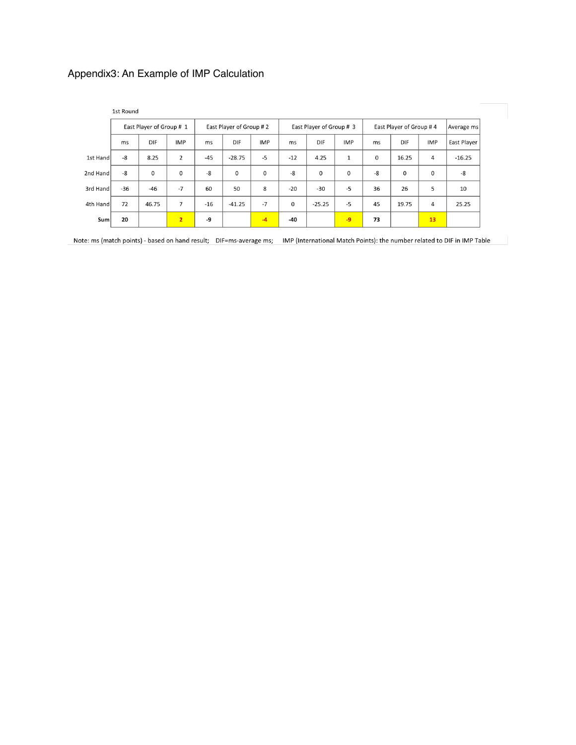## Appendix3: An Example of IMP Calculation

1st Round

| | East Player of Group # 1 | | | East Player of Group # 2 | | | East Player of Group # 3 | | | East Player of Group # 4 | | | Average ms |
|---|---|---|---|---|---|---|---|---|---|---|---|---|---|
| | ms | DIF | IMP | ms | DIF | IMP | ms | DIF | IMP | ms | DIF | IMP | East Player |
| 1st Hand | -8 | 8.25 | 2 | -45 | -28.75 | -5 | -12 | 4.25 | 1 | 0 | 16.25 | 4 | -16.25 |
| 2nd Hand | -8 | 0 | 0 | -8 | 0 | 0 | -8 | 0 | 0 | -8 | 0 | 0 | -8 |
| 3rd Hand | -36 | -46 | -7 | 60 | 50 | 8 | -20 | -30 | -5 | 36 | 26 | 5 | 10 |
| 4th Hand | 72 | 46.75 | 7 | -16 | -41.25 | -7 | 0 | -25.25 | -5 | 45 | 19.75 | 4 | 25.25 |
| **Sum** | **20** | | **2** | **-9** | | **-4** | **-40** | | **-9** | **73** | | **13** | |

Note: ms (match points) - based on hand result; DIF=ms-average ms; IMP (International Match Points): the number related to DIF in IMP Table